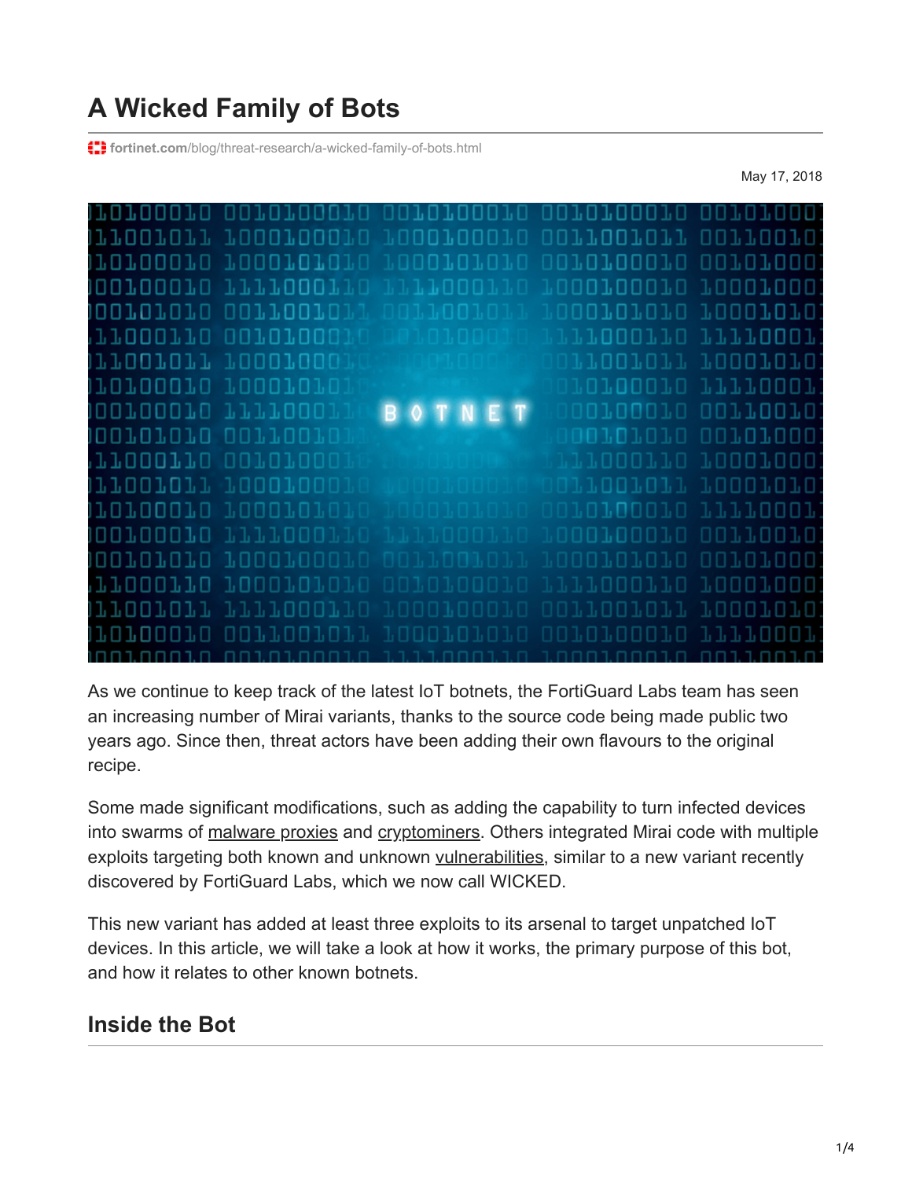# A Wicked Family of Bots

fortinet.com/blog/threat-research/a-wicked-family-of-bots.html

May 17, 2018

As we continue to keep track of the latest IoT botnets, the FortiGuard Labs team has seen an increasing number of Mirai variants, thanks to the source code being made public two years ago. Since then, threat actors have been adding their own flavours to the original recipe.

Some made significant modifications, such as adding the capability to turn infected devices into swarms of malware proxies and cryptominers. Others integrated Mirai code with multiple exploits targeting both known and unknown vulnerabilities, similar to a new variant recently discovered by FortiGuard Labs, which we now call WICKED.

This new variant has added at least three exploits to its arsenal to target unpatched IoT devices. In this article, we will take a look at how it works, the primary purpose of this bot, and how it relates to other known botnets.

## Inside the Bot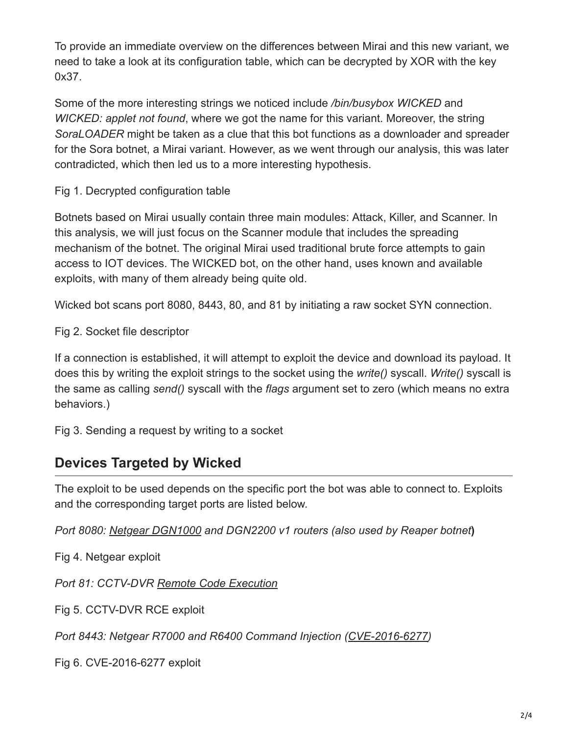To provide an immediate overview on the differences between Mirai and this new variant, we need to take a look at its configuration table, which can be decrypted by XOR with the key 0x37.

Some of the more interesting strings we noticed include */bin/busybox WICKED* and *WICKED: applet not found*, where we got the name for this variant. Moreover, the string *SoraLOADER* might be taken as a clue that this bot functions as a downloader and spreader for the Sora botnet, a Mirai variant. However, as we went through our analysis, this was later contradicted, which then led us to a more interesting hypothesis.

Fig 1. Decrypted configuration table

Botnets based on Mirai usually contain three main modules: Attack, Killer, and Scanner. In this analysis, we will just focus on the Scanner module that includes the spreading mechanism of the botnet. The original Mirai used traditional brute force attempts to gain access to IOT devices. The WICKED bot, on the other hand, uses known and available exploits, with many of them already being quite old.

Wicked bot scans port 8080, 8443, 80, and 81 by initiating a raw socket SYN connection.

Fig 2. Socket file descriptor

If a connection is established, it will attempt to exploit the device and download its payload. It does this by writing the exploit strings to the socket using the *write()* syscall. *Write()* syscall is the same as calling *send()* syscall with the *flags* argument set to zero (which means no extra behaviors.)

Fig 3. Sending a request by writing to a socket

## Devices Targeted by Wicked

The exploit to be used depends on the specific port the bot was able to connect to. Exploits and the corresponding target ports are listed below.

*Port 8080: Netgear DGN1000 and DGN2200 v1 routers (also used by Reaper botnet***)**

Fig 4. Netgear exploit

*Port 81: CCTV-DVR Remote Code Execution*

Fig 5. CCTV-DVR RCE exploit

*Port 8443: Netgear R7000 and R6400 Command Injection (CVE-2016-6277)*

Fig 6. CVE-2016-6277 exploit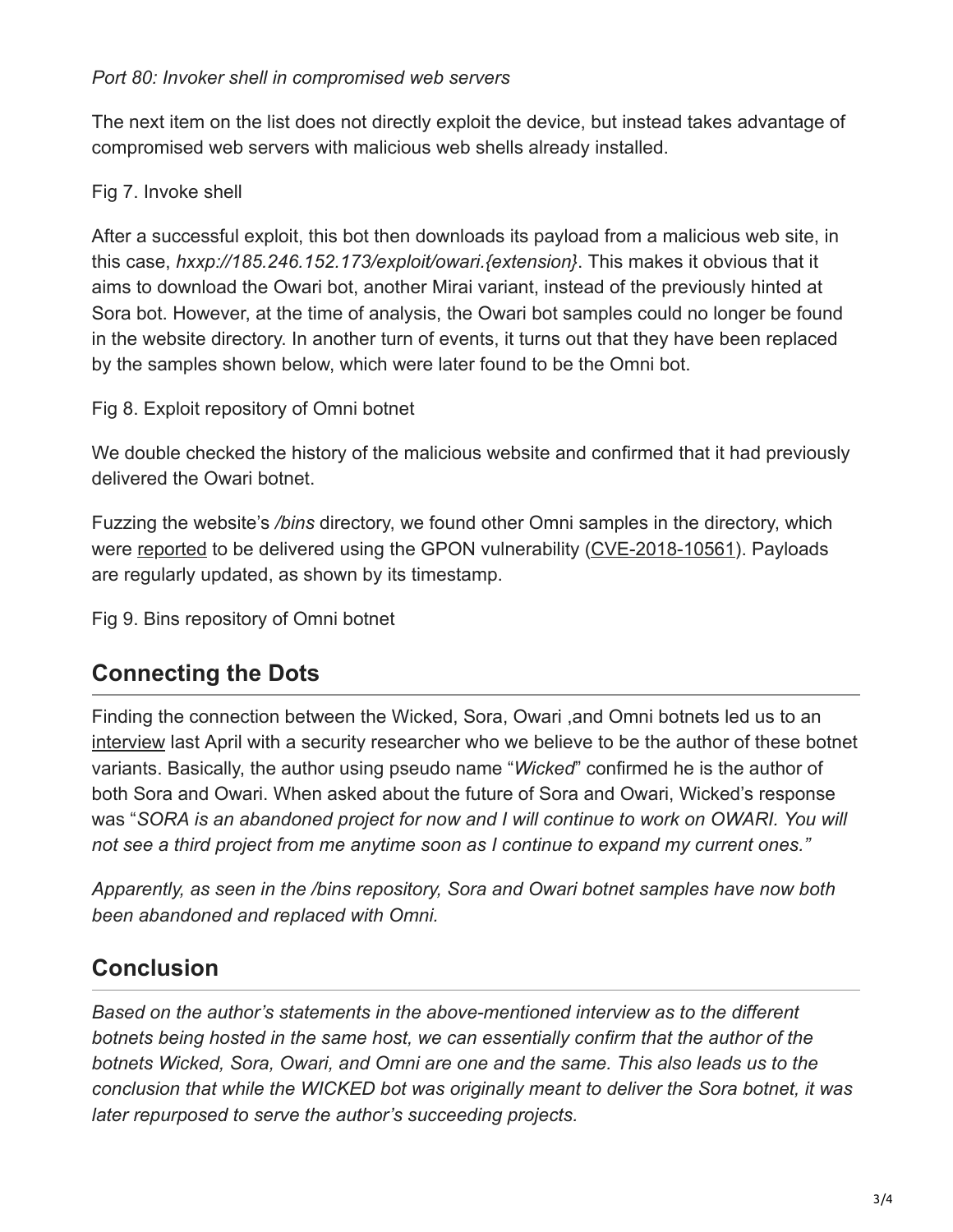*Port 80: Invoker shell in compromised web servers*

The next item on the list does not directly exploit the device, but instead takes advantage of compromised web servers with malicious web shells already installed.

Fig 7. Invoke shell

After a successful exploit, this bot then downloads its payload from a malicious web site, in this case, *hxxp://185.246.152.173/exploit/owari.{extension}*. This makes it obvious that it aims to download the Owari bot, another Mirai variant, instead of the previously hinted at Sora bot. However, at the time of analysis, the Owari bot samples could no longer be found in the website directory. In another turn of events, it turns out that they have been replaced by the samples shown below, which were later found to be the Omni bot.

Fig 8. Exploit repository of Omni botnet

We double checked the history of the malicious website and confirmed that it had previously delivered the Owari botnet.

Fuzzing the website's */bins* directory, we found other Omni samples in the directory, which were reported to be delivered using the GPON vulnerability (CVE-2018-10561). Payloads are regularly updated, as shown by its timestamp.

Fig 9. Bins repository of Omni botnet

## Connecting the Dots

Finding the connection between the Wicked, Sora, Owari ,and Omni botnets led us to an interview last April with a security researcher who we believe to be the author of these botnet variants. Basically, the author using pseudo name "*Wicked*" confirmed he is the author of both Sora and Owari. When asked about the future of Sora and Owari, Wicked's response was "*SORA is an abandoned project for now and I will continue to work on OWARI. You will not see a third project from me anytime soon as I continue to expand my current ones."*

*Apparently, as seen in the /bins repository, Sora and Owari botnet samples have now both been abandoned and replaced with Omni.*

## Conclusion

*Based on the author's statements in the above-mentioned interview as to the different botnets being hosted in the same host, we can essentially confirm that the author of the botnets Wicked, Sora, Owari, and Omni are one and the same. This also leads us to the conclusion that while the WICKED bot was originally meant to deliver the Sora botnet, it was later repurposed to serve the author's succeeding projects.*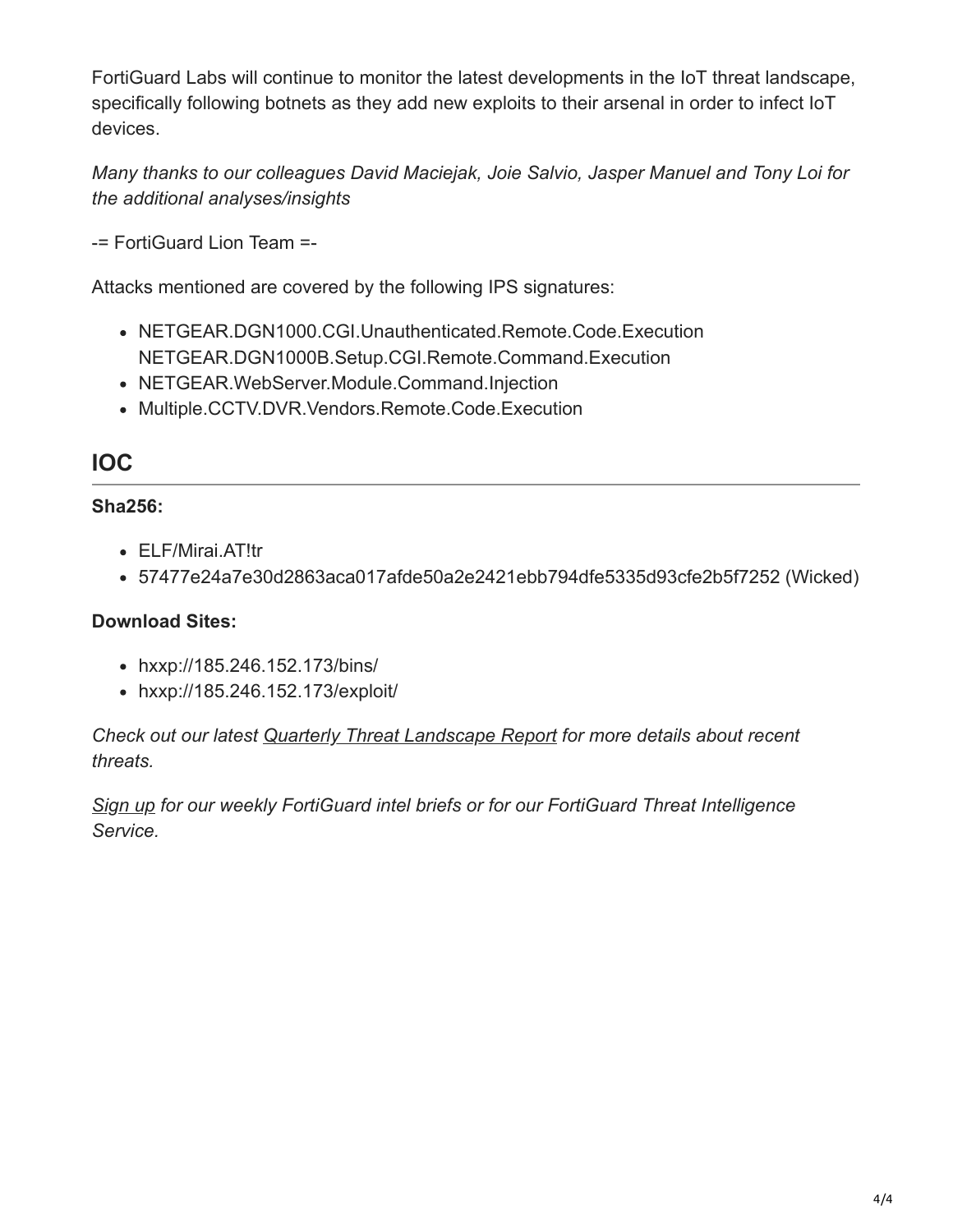FortiGuard Labs will continue to monitor the latest developments in the IoT threat landscape, specifically following botnets as they add new exploits to their arsenal in order to infect IoT devices.

*Many thanks to our colleagues David Maciejak, Joie Salvio, Jasper Manuel and Tony Loi for the additional analyses/insights*

-= FortiGuard Lion Team =-

Attacks mentioned are covered by the following IPS signatures:

- NETGEAR.DGN1000.CGI.Unauthenticated.Remote.Code.Execution NETGEAR.DGN1000B.Setup.CGI.Remote.Command.Execution
- NETGEAR.WebServer.Module.Command.Injection
- Multiple.CCTV.DVR.Vendors.Remote.Code.Execution

## IOC

**Sha256:**

- ELF/Mirai.AT!tr
- 57477e24a7e30d2863aca017afde50a2e2421ebb794dfe5335d93cfe2b5f7252 (Wicked)

**Download Sites:**

- hxxp://185.246.152.173/bins/
- hxxp://185.246.152.173/exploit/

*Check out our latest Quarterly Threat Landscape Report for more details about recent threats.*

*Sign up for our weekly FortiGuard intel briefs or for our FortiGuard Threat Intelligence Service.*